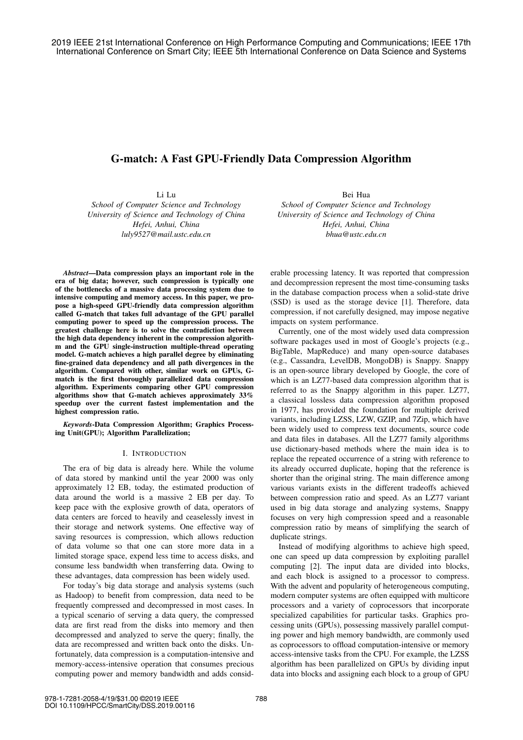# G-match: A Fast GPU-Friendly Data Compression Algorithm

Li Lu
*School of Computer Science and Technology*
*University of Science and Technology of China*
*Hefei, Anhui, China*
*luly9527@mail.ustc.edu.cn*

Bei Hua
*School of Computer Science and Technology*
*University of Science and Technology of China*
*Hefei, Anhui, China*
*bhua@ustc.edu.cn*

***Abstract*—Data compression plays an important role in the era of big data; however, such compression is typically one of the bottlenecks of a massive data processing system due to intensive computing and memory access. In this paper, we propose a high-speed GPU-friendly data compression algorithm called G-match that takes full advantage of the GPU parallel computing power to speed up the compression process. The greatest challenge here is to solve the contradiction between the high data dependency inherent in the compression algorithm and the GPU single-instruction multiple-thread operating model. G-match achieves a high parallel degree by eliminating fine-grained data dependency and all path divergences in the algorithm. Compared with other, similar work on GPUs, G-match is the first thoroughly parallelized data compression algorithm. Experiments comparing other GPU compression algorithms show that G-match achieves approximately 33% speedup over the current fastest implementation and the highest compression ratio.**

***Keywords*-Data Compression Algorithm; Graphics Processing Unit(GPU); Algorithm Parallelization;**

## I. Introduction

The era of big data is already here. While the volume of data stored by mankind until the year 2000 was only approximately 12 EB, today, the estimated production of data around the world is a massive 2 EB per day. To keep pace with the explosive growth of data, operators of data centers are forced to heavily and ceaselessly invest in their storage and network systems. One effective way of saving resources is compression, which allows reduction of data volume so that one can store more data in a limited storage space, expend less time to access disks, and consume less bandwidth when transferring data. Owing to these advantages, data compression has been widely used.

For today's big data storage and analysis systems (such as Hadoop) to benefit from compression, data need to be frequently compressed and decompressed in most cases. In a typical scenario of serving a data query, the compressed data are first read from the disks into memory and then decompressed and analyzed to serve the query; finally, the data are recompressed and written back onto the disks. Unfortunately, data compression is a computation-intensive and memory-access-intensive operation that consumes precious computing power and memory bandwidth and adds considerable processing latency. It was reported that compression and decompression represent the most time-consuming tasks in the database compaction process when a solid-state drive (SSD) is used as the storage device [1]. Therefore, data compression, if not carefully designed, may impose negative impacts on system performance.

Currently, one of the most widely used data compression software packages used in most of Google's projects (e.g., BigTable, MapReduce) and many open-source databases (e.g., Cassandra, LevelDB, MongoDB) is Snappy. Snappy is an open-source library developed by Google, the core of which is an LZ77-based data compression algorithm that is referred to as the Snappy algorithm in this paper. LZ77, a classical lossless data compression algorithm proposed in 1977, has provided the foundation for multiple derived variants, including LZSS, LZW, GZIP, and 7Zip, which have been widely used to compress text documents, source code and data files in databases. All the LZ77 family algorithms use dictionary-based methods where the main idea is to replace the repeated occurrence of a string with reference to its already occurred duplicate, hoping that the reference is shorter than the original string. The main difference among various variants exists in the different tradeoffs achieved between compression ratio and speed. As an LZ77 variant used in big data storage and analyzing systems, Snappy focuses on very high compression speed and a reasonable compression ratio by means of simplifying the search of duplicate strings.

Instead of modifying algorithms to achieve high speed, one can speed up data compression by exploiting parallel computing [2]. The input data are divided into blocks, and each block is assigned to a processor to compress. With the advent and popularity of heterogeneous computing, modern computer systems are often equipped with multicore processors and a variety of coprocessors that incorporate specialized capabilities for particular tasks. Graphics processing units (GPUs), possessing massively parallel computing power and high memory bandwidth, are commonly used as coprocessors to offload computation-intensive or memory access-intensive tasks from the CPU. For example, the LZSS algorithm has been parallelized on GPUs by dividing input data into blocks and assigning each block to a group of GPU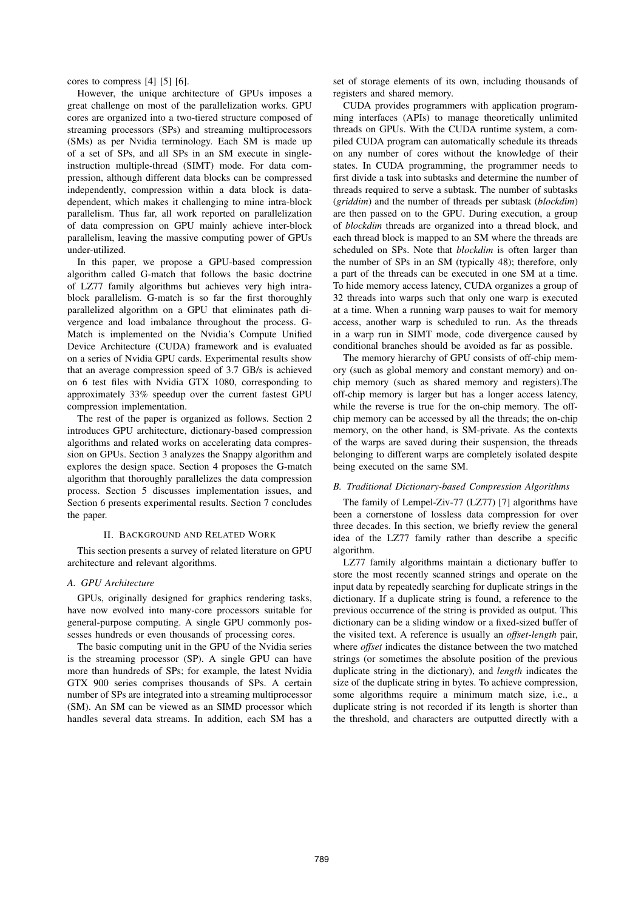cores to compress [4] [5] [6].

However, the unique architecture of GPUs imposes a great challenge on most of the parallelization works. GPU cores are organized into a two-tiered structure composed of streaming processors (SPs) and streaming multiprocessors (SMs) as per Nvidia terminology. Each SM is made up of a set of SPs, and all SPs in an SM execute in single-instruction multiple-thread (SIMT) mode. For data compression, although different data blocks can be compressed independently, compression within a data block is data-dependent, which makes it challenging to mine intra-block parallelism. Thus far, all work reported on parallelization of data compression on GPU mainly achieve inter-block parallelism, leaving the massive computing power of GPUs under-utilized.

In this paper, we propose a GPU-based compression algorithm called G-match that follows the basic doctrine of LZ77 family algorithms but achieves very high intra-block parallelism. G-match is so far the first thoroughly parallelized algorithm on a GPU that eliminates path divergence and load imbalance throughout the process. G-Match is implemented on the Nvidia's Compute Unified Device Architecture (CUDA) framework and is evaluated on a series of Nvidia GPU cards. Experimental results show that an average compression speed of 3.7 GB/s is achieved on 6 test files with Nvidia GTX 1080, corresponding to approximately 33% speedup over the current fastest GPU compression implementation.

The rest of the paper is organized as follows. Section 2 introduces GPU architecture, dictionary-based compression algorithms and related works on accelerating data compression on GPUs. Section 3 analyzes the Snappy algorithm and explores the design space. Section 4 proposes the G-match algorithm that thoroughly parallelizes the data compression process. Section 5 discusses implementation issues, and Section 6 presents experimental results. Section 7 concludes the paper.

## II. Background and Related Work

This section presents a survey of related literature on GPU architecture and relevant algorithms.

### A. GPU Architecture

GPUs, originally designed for graphics rendering tasks, have now evolved into many-core processors suitable for general-purpose computing. A single GPU commonly possesses hundreds or even thousands of processing cores.

The basic computing unit in the GPU of the Nvidia series is the streaming processor (SP). A single GPU can have more than hundreds of SPs; for example, the latest Nvidia GTX 900 series comprises thousands of SPs. A certain number of SPs are integrated into a streaming multiprocessor (SM). An SM can be viewed as an SIMD processor which handles several data streams. In addition, each SM has a set of storage elements of its own, including thousands of registers and shared memory.

CUDA provides programmers with application programming interfaces (APIs) to manage theoretically unlimited threads on GPUs. With the CUDA runtime system, a compiled CUDA program can automatically schedule its threads on any number of cores without the knowledge of their states. In CUDA programming, the programmer needs to first divide a task into subtasks and determine the number of threads required to serve a subtask. The number of subtasks (*griddim*) and the number of threads per subtask (*blockdim*) are then passed on to the GPU. During execution, a group of *blockdim* threads are organized into a thread block, and each thread block is mapped to an SM where the threads are scheduled on SPs. Note that *blockdim* is often larger than the number of SPs in an SM (typically 48); therefore, only a part of the threads can be executed in one SM at a time. To hide memory access latency, CUDA organizes a group of 32 threads into warps such that only one warp is executed at a time. When a running warp pauses to wait for memory access, another warp is scheduled to run. As the threads in a warp run in SIMT mode, code divergence caused by conditional branches should be avoided as far as possible.

The memory hierarchy of GPU consists of off-chip memory (such as global memory and constant memory) and on-chip memory (such as shared memory and registers).The off-chip memory is larger but has a longer access latency, while the reverse is true for the on-chip memory. The off-chip memory can be accessed by all the threads; the on-chip memory, on the other hand, is SM-private. As the contexts of the warps are saved during their suspension, the threads belonging to different warps are completely isolated despite being executed on the same SM.

### B. Traditional Dictionary-based Compression Algorithms

The family of Lempel-Ziv-77 (LZ77) [7] algorithms have been a cornerstone of lossless data compression for over three decades. In this section, we briefly review the general idea of the LZ77 family rather than describe a specific algorithm.

LZ77 family algorithms maintain a dictionary buffer to store the most recently scanned strings and operate on the input data by repeatedly searching for duplicate strings in the dictionary. If a duplicate string is found, a reference to the previous occurrence of the string is provided as output. This dictionary can be a sliding window or a fixed-sized buffer of the visited text. A reference is usually an *offset-length* pair, where *offset* indicates the distance between the two matched strings (or sometimes the absolute position of the previous duplicate string in the dictionary), and *length* indicates the size of the duplicate string in bytes. To achieve compression, some algorithms require a minimum match size, i.e., a duplicate string is not recorded if its length is shorter than the threshold, and characters are outputted directly with a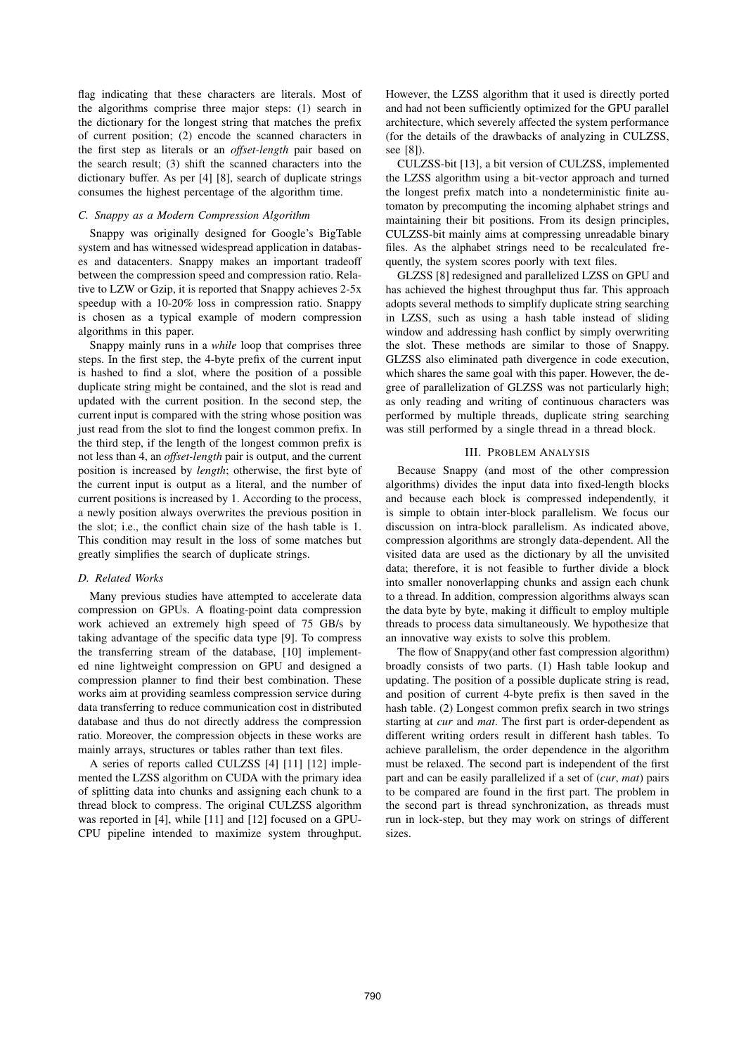flag indicating that these characters are literals. Most of the algorithms comprise three major steps: (1) search in the dictionary for the longest string that matches the prefix of current position; (2) encode the scanned characters in the first step as literals or an *offset-length* pair based on the search result; (3) shift the scanned characters into the dictionary buffer. As per [4] [8], search of duplicate strings consumes the highest percentage of the algorithm time.

### C. Snappy as a Modern Compression Algorithm

Snappy was originally designed for Google's BigTable system and has witnessed widespread application in databases and datacenters. Snappy makes an important tradeoff between the compression speed and compression ratio. Relative to LZW or Gzip, it is reported that Snappy achieves 2-5x speedup with a 10-20% loss in compression ratio. Snappy is chosen as a typical example of modern compression algorithms in this paper.

Snappy mainly runs in a *while* loop that comprises three steps. In the first step, the 4-byte prefix of the current input is hashed to find a slot, where the position of a possible duplicate string might be contained, and the slot is read and updated with the current position. In the second step, the current input is compared with the string whose position was just read from the slot to find the longest common prefix. In the third step, if the length of the longest common prefix is not less than 4, an *offset-length* pair is output, and the current position is increased by *length*; otherwise, the first byte of the current input is output as a literal, and the number of current positions is increased by 1. According to the process, a newly position always overwrites the previous position in the slot; i.e., the conflict chain size of the hash table is 1. This condition may result in the loss of some matches but greatly simplifies the search of duplicate strings.

### D. Related Works

Many previous studies have attempted to accelerate data compression on GPUs. A floating-point data compression work achieved an extremely high speed of 75 GB/s by taking advantage of the specific data type [9]. To compress the transferring stream of the database, [10] implemented nine lightweight compression on GPU and designed a compression planner to find their best combination. These works aim at providing seamless compression service during data transferring to reduce communication cost in distributed database and thus do not directly address the compression ratio. Moreover, the compression objects in these works are mainly arrays, structures or tables rather than text files.

A series of reports called CULZSS [4] [11] [12] implemented the LZSS algorithm on CUDA with the primary idea of splitting data into chunks and assigning each chunk to a thread block to compress. The original CULZSS algorithm was reported in [4], while [11] and [12] focused on a GPU-CPU pipeline intended to maximize system throughput. However, the LZSS algorithm that it used is directly ported and had not been sufficiently optimized for the GPU parallel architecture, which severely affected the system performance (for the details of the drawbacks of analyzing in CULZSS, see [8]).

CULZSS-bit [13], a bit version of CULZSS, implemented the LZSS algorithm using a bit-vector approach and turned the longest prefix match into a nondeterministic finite automaton by precomputing the incoming alphabet strings and maintaining their bit positions. From its design principles, CULZSS-bit mainly aims at compressing unreadable binary files. As the alphabet strings need to be recalculated frequently, the system scores poorly with text files.

GLZSS [8] redesigned and parallelized LZSS on GPU and has achieved the highest throughput thus far. This approach adopts several methods to simplify duplicate string searching in LZSS, such as using a hash table instead of sliding window and addressing hash conflict by simply overwriting the slot. These methods are similar to those of Snappy. GLZSS also eliminated path divergence in code execution, which shares the same goal with this paper. However, the degree of parallelization of GLZSS was not particularly high; as only reading and writing of continuous characters was performed by multiple threads, duplicate string searching was still performed by a single thread in a thread block.

## III. Problem Analysis

Because Snappy (and most of the other compression algorithms) divides the input data into fixed-length blocks and because each block is compressed independently, it is simple to obtain inter-block parallelism. We focus our discussion on intra-block parallelism. As indicated above, compression algorithms are strongly data-dependent. All the visited data are used as the dictionary by all the unvisited data; therefore, it is not feasible to further divide a block into smaller nonoverlapping chunks and assign each chunk to a thread. In addition, compression algorithms always scan the data byte by byte, making it difficult to employ multiple threads to process data simultaneously. We hypothesize that an innovative way exists to solve this problem.

The flow of Snappy(and other fast compression algorithm) broadly consists of two parts. (1) Hash table lookup and updating. The position of a possible duplicate string is read, and position of current 4-byte prefix is then saved in the hash table. (2) Longest common prefix search in two strings starting at *cur* and *mat*. The first part is order-dependent as different writing orders result in different hash tables. To achieve parallelism, the order dependence in the algorithm must be relaxed. The second part is independent of the first part and can be easily parallelized if a set of (*cur*, *mat*) pairs to be compared are found in the first part. The problem in the second part is thread synchronization, as threads must run in lock-step, but they may work on strings of different sizes.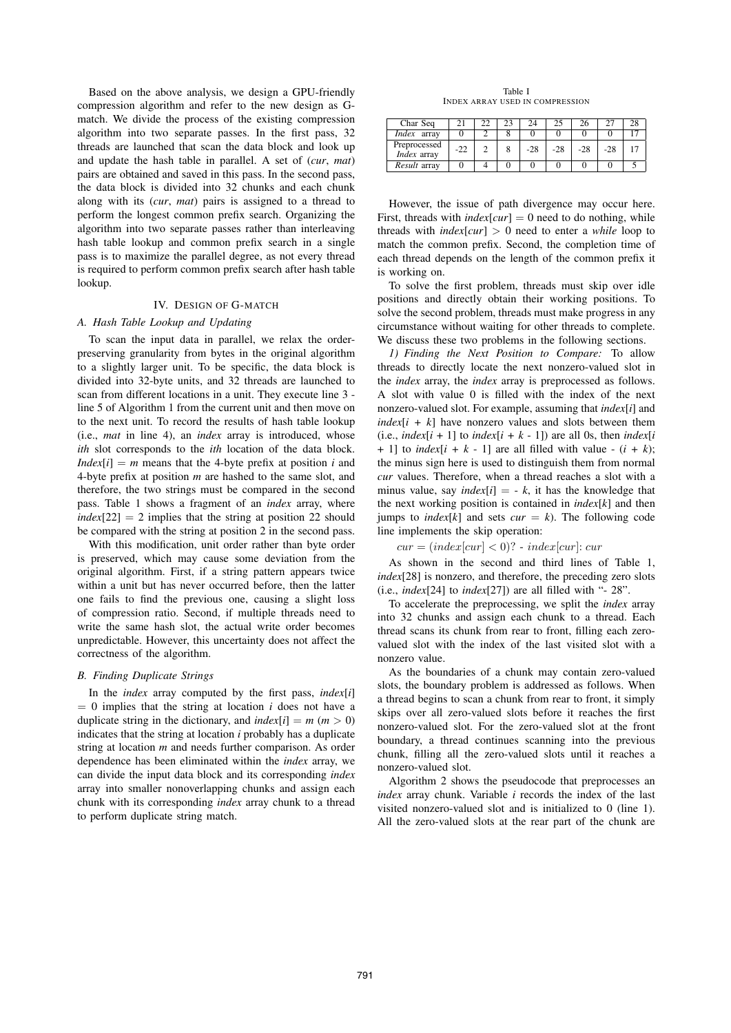Based on the above analysis, we design a GPU-friendly compression algorithm and refer to the new design as G-match. We divide the process of the existing compression algorithm into two separate passes. In the first pass, 32 threads are launched that scan the data block and look up and update the hash table in parallel. A set of (*cur*, *mat*) pairs are obtained and saved in this pass. In the second pass, the data block is divided into 32 chunks and each chunk along with its (*cur*, *mat*) pairs is assigned to a thread to perform the longest common prefix search. Organizing the algorithm into two separate passes rather than interleaving hash table lookup and common prefix search in a single pass is to maximize the parallel degree, as not every thread is required to perform common prefix search after hash table lookup.

## IV. Design of G-match

### A. Hash Table Lookup and Updating

To scan the input data in parallel, we relax the order-preserving granularity from bytes in the original algorithm to a slightly larger unit. To be specific, the data block is divided into 32-byte units, and 32 threads are launched to scan from different locations in a unit. They execute line 3 - line 5 of Algorithm 1 from the current unit and then move on to the next unit. To record the results of hash table lookup (i.e., *mat* in line 4), an *index* array is introduced, whose *ith* slot corresponds to the *ith* location of the data block. *Index*[*i*] = *m* means that the 4-byte prefix at position *i* and 4-byte prefix at position *m* are hashed to the same slot, and therefore, the two strings must be compared in the second pass. Table 1 shows a fragment of an *index* array, where *index*[22] = 2 implies that the string at position 22 should be compared with the string at position 2 in the second pass.

With this modification, unit order rather than byte order is preserved, which may cause some deviation from the original algorithm. First, if a string pattern appears twice within a unit but has never occurred before, then the latter one fails to find the previous one, causing a slight loss of compression ratio. Second, if multiple threads need to write the same hash slot, the actual write order becomes unpredictable. However, this uncertainty does not affect the correctness of the algorithm.

### B. Finding Duplicate Strings

In the *index* array computed by the first pass, *index*[*i*] = 0 implies that the string at location *i* does not have a duplicate string in the dictionary, and *index*[*i*] = *m* ($m > 0$) indicates that the string at location *i* probably has a duplicate string at location *m* and needs further comparison. As order dependence has been eliminated within the *index* array, we can divide the input data block and its corresponding *index* array into smaller nonoverlapping chunks and assign each chunk with its corresponding *index* array chunk to a thread to perform duplicate string match.

Table I
Index array used in compression

| Char Seq | 21 | 22 | 23 | 24 | 25 | 26 | 27 | 28 |
|---|---|---|---|---|---|---|---|---|
| *Index* array | 0 | 2 | 8 | 0 | 0 | 0 | 0 | 17 |
| Preprocessed *Index* array | -22 | 2 | 8 | -28 | -28 | -28 | -28 | 17 |
| *Result* array | 0 | 4 | 0 | 0 | 0 | 0 | 0 | 5 |

However, the issue of path divergence may occur here. First, threads with *index*[*cur*] = 0 need to do nothing, while threads with *index*[*cur*] > 0 need to enter a *while* loop to match the common prefix. Second, the completion time of each thread depends on the length of the common prefix it is working on.

To solve the first problem, threads must skip over idle positions and directly obtain their working positions. To solve the second problem, threads must make progress in any circumstance without waiting for other threads to complete. We discuss these two problems in the following sections.

*1) Finding the Next Position to Compare:* To allow threads to directly locate the next nonzero-valued slot in the *index* array, the *index* array is preprocessed as follows. A slot with value 0 is filled with the index of the next nonzero-valued slot. For example, assuming that *index*[*i*] and *index*[*i* + *k*] have nonzero values and slots between them (i.e., *index*[*i* + 1] to *index*[*i* + *k* - 1]) are all 0s, then *index*[*i* + 1] to *index*[*i* + *k* - 1] are all filled with value - (*i* + *k*); the minus sign here is used to distinguish them from normal *cur* values. Therefore, when a thread reaches a slot with a minus value, say *index*[*i*] = - *k*, it has the knowledge that the next working position is contained in *index*[*k*] and then jumps to *index*[*k*] and sets *cur* = *k*). The following code line implements the skip operation:

$$cur = (index[cur] < 0)?\ \text{-}\ index[cur]\text{: } cur$$

As shown in the second and third lines of Table 1, *index*[28] is nonzero, and therefore, the preceding zero slots (i.e., *index*[24] to *index*[27]) are all filled with "- 28".

To accelerate the preprocessing, we split the *index* array into 32 chunks and assign each chunk to a thread. Each thread scans its chunk from rear to front, filling each zero-valued slot with the index of the last visited slot with a nonzero value.

As the boundaries of a chunk may contain zero-valued slots, the boundary problem is addressed as follows. When a thread begins to scan a chunk from rear to front, it simply skips over all zero-valued slots before it reaches the first nonzero-valued slot. For the zero-valued slot at the front boundary, a thread continues scanning into the previous chunk, filling all the zero-valued slots until it reaches a nonzero-valued slot.

Algorithm 2 shows the pseudocode that preprocesses an *index* array chunk. Variable *i* records the index of the last visited nonzero-valued slot and is initialized to 0 (line 1). All the zero-valued slots at the rear part of the chunk are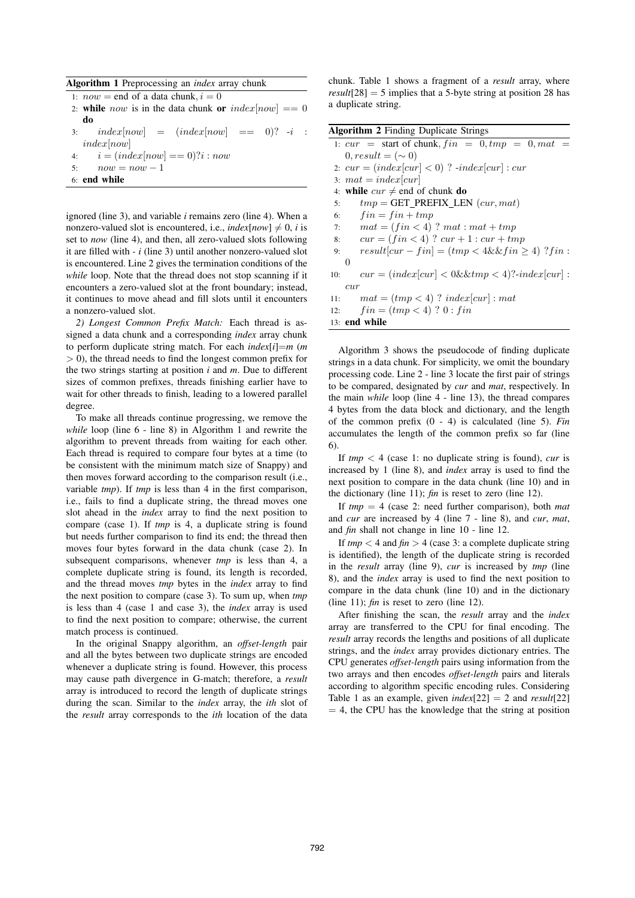**Algorithm 1** Preprocessing an *index* array chunk

```
1: now = end of a data chunk, i = 0
2: while now is in the data chunk or index[now] == 0 do
3:     index[now] = (index[now] == 0)? -i : index[now]
4:     i = (index[now] == 0)?i : now
5:     now = now − 1
6: end while
```

ignored (line 3), and variable *i* remains zero (line 4). When a nonzero-valued slot is encountered, i.e., *index*[*now*] $\neq 0$, *i* is set to *now* (line 4), and then, all zero-valued slots following it are filled with - *i* (line 3) until another nonzero-valued slot is encountered. Line 2 gives the termination conditions of the *while* loop. Note that the thread does not stop scanning if it encounters a zero-valued slot at the front boundary; instead, it continues to move ahead and fill slots until it encounters a nonzero-valued slot.

*2) Longest Common Prefix Match:* Each thread is assigned a data chunk and a corresponding *index* array chunk to perform duplicate string match. For each *index*[*i*]=*m* (*m* $> 0$), the thread needs to find the longest common prefix for the two strings starting at position *i* and *m*. Due to different sizes of common prefixes, threads finishing earlier have to wait for other threads to finish, leading to a lowered parallel degree.

To make all threads continue progressing, we remove the *while* loop (line 6 - line 8) in Algorithm 1 and rewrite the algorithm to prevent threads from waiting for each other. Each thread is required to compare four bytes at a time (to be consistent with the minimum match size of Snappy) and then moves forward according to the comparison result (i.e., variable *tmp*). If *tmp* is less than 4 in the first comparison, i.e., fails to find a duplicate string, the thread moves one slot ahead in the *index* array to find the next position to compare (case 1). If *tmp* is 4, a duplicate string is found but needs further comparison to find its end; the thread then moves four bytes forward in the data chunk (case 2). In subsequent comparisons, whenever *tmp* is less than 4, a complete duplicate string is found, its length is recorded, and the thread moves *tmp* bytes in the *index* array to find the next position to compare (case 3). To sum up, when *tmp* is less than 4 (case 1 and case 3), the *index* array is used to find the next position to compare; otherwise, the current match process is continued.

In the original Snappy algorithm, an *offset-length* pair and all the bytes between two duplicate strings are encoded whenever a duplicate string is found. However, this process may cause path divergence in G-match; therefore, a *result* array is introduced to record the length of duplicate strings during the scan. Similar to the *index* array, the *ith* slot of the *result* array corresponds to the *ith* location of the data chunk. Table 1 shows a fragment of a *result* array, where *result*[28] = 5 implies that a 5-byte string at position 28 has a duplicate string.

**Algorithm 2** Finding Duplicate Strings

```
1: cur = start of chunk, fin = 0, tmp = 0, mat = 0, result = (~ 0)
2: cur = (index[cur] < 0) ? -index[cur] : cur
3: mat = index[cur]
4: while cur ≠ end of chunk do
5:     tmp = GET_PREFIX_LEN (cur, mat)
6:     fin = fin + tmp
7:     mat = (fin < 4) ? mat : mat + tmp
8:     cur = (fin < 4) ? cur + 1 : cur + tmp
9:     result[cur − fin] = (tmp < 4&&fin ≥ 4) ? fin : 0
10:    cur = (index[cur] < 0&&tmp < 4)?-index[cur] : cur
11:    mat = (tmp < 4) ? index[cur] : mat
12:    fin = (tmp < 4) ? 0 : fin
13: end while
```

Algorithm 3 shows the pseudocode of finding duplicate strings in a data chunk. For simplicity, we omit the boundary processing code. Line 2 - line 3 locate the first pair of strings to be compared, designated by *cur* and *mat*, respectively. In the main *while* loop (line 4 - line 13), the thread compares 4 bytes from the data block and dictionary, and the length of the common prefix (0 - 4) is calculated (line 5). *Fin* accumulates the length of the common prefix so far (line 6).

If *tmp* $< 4$ (case 1: no duplicate string is found), *cur* is increased by 1 (line 8), and *index* array is used to find the next position to compare in the data chunk (line 10) and in the dictionary (line 11); *fin* is reset to zero (line 12).

If *tmp* $= 4$ (case 2: need further comparison), both *mat* and *cur* are increased by 4 (line 7 - line 8), and *cur*, *mat*, and *fin* shall not change in line 10 - line 12.

If *tmp* $< 4$ and *fin* $> 4$ (case 3: a complete duplicate string is identified), the length of the duplicate string is recorded in the *result* array (line 9), *cur* is increased by *tmp* (line 8), and the *index* array is used to find the next position to compare in the data chunk (line 10) and in the dictionary (line 11); *fin* is reset to zero (line 12).

After finishing the scan, the *result* array and the *index* array are transferred to the CPU for final encoding. The *result* array records the lengths and positions of all duplicate strings, and the *index* array provides dictionary entries. The CPU generates *offset-length* pairs using information from the two arrays and then encodes *offset-length* pairs and literals according to algorithm specific encoding rules. Considering Table 1 as an example, given *index*[22] = 2 and *result*[22] = 4, the CPU has the knowledge that the string at position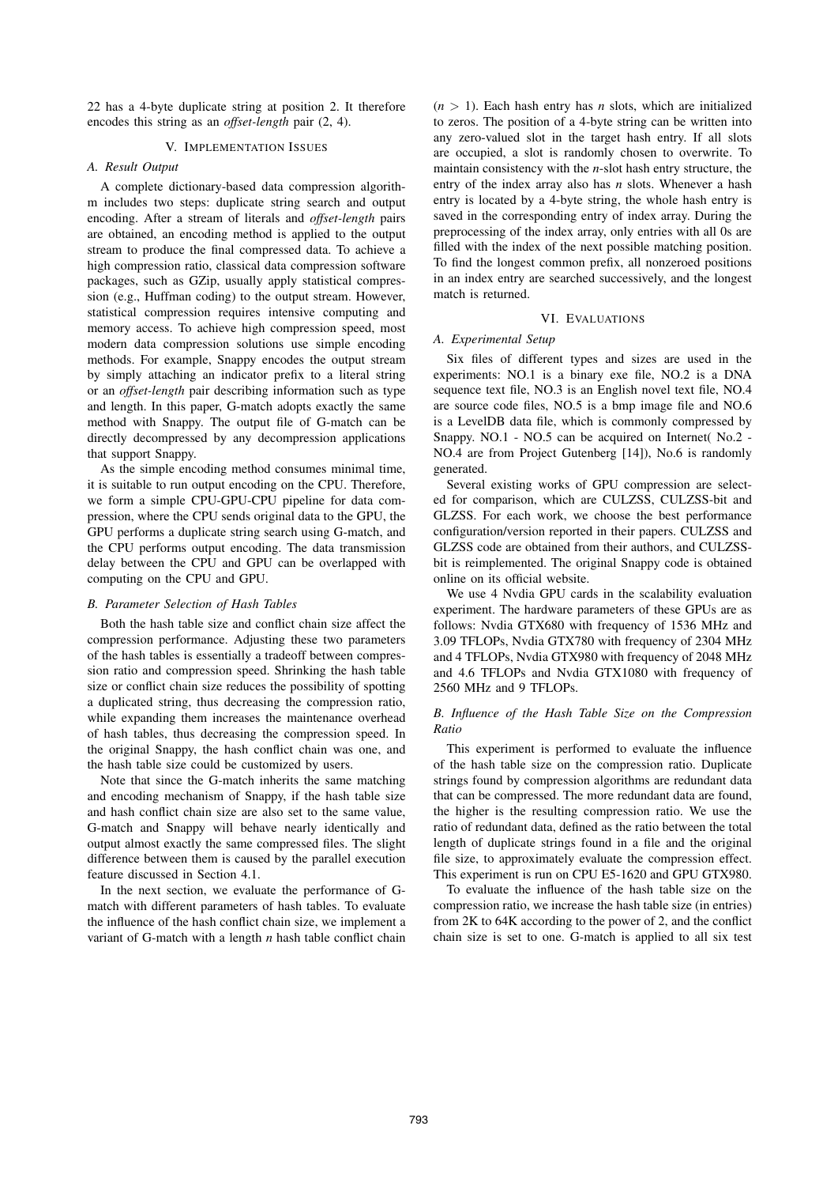22 has a 4-byte duplicate string at position 2. It therefore encodes this string as an *offset-length* pair (2, 4).

## V. Implementation Issues

### A. Result Output

A complete dictionary-based data compression algorithm includes two steps: duplicate string search and output encoding. After a stream of literals and *offset-length* pairs are obtained, an encoding method is applied to the output stream to produce the final compressed data. To achieve a high compression ratio, classical data compression software packages, such as GZip, usually apply statistical compression (e.g., Huffman coding) to the output stream. However, statistical compression requires intensive computing and memory access. To achieve high compression speed, most modern data compression solutions use simple encoding methods. For example, Snappy encodes the output stream by simply attaching an indicator prefix to a literal string or an *offset-length* pair describing information such as type and length. In this paper, G-match adopts exactly the same method with Snappy. The output file of G-match can be directly decompressed by any decompression applications that support Snappy.

As the simple encoding method consumes minimal time, it is suitable to run output encoding on the CPU. Therefore, we form a simple CPU-GPU-CPU pipeline for data compression, where the CPU sends original data to the GPU, the GPU performs a duplicate string search using G-match, and the CPU performs output encoding. The data transmission delay between the CPU and GPU can be overlapped with computing on the CPU and GPU.

### B. Parameter Selection of Hash Tables

Both the hash table size and conflict chain size affect the compression performance. Adjusting these two parameters of the hash tables is essentially a tradeoff between compression ratio and compression speed. Shrinking the hash table size or conflict chain size reduces the possibility of spotting a duplicated string, thus decreasing the compression ratio, while expanding them increases the maintenance overhead of hash tables, thus decreasing the compression speed. In the original Snappy, the hash conflict chain was one, and the hash table size could be customized by users.

Note that since the G-match inherits the same matching and encoding mechanism of Snappy, if the hash table size and hash conflict chain size are also set to the same value, G-match and Snappy will behave nearly identically and output almost exactly the same compressed files. The slight difference between them is caused by the parallel execution feature discussed in Section 4.1.

In the next section, we evaluate the performance of G-match with different parameters of hash tables. To evaluate the influence of the hash conflict chain size, we implement a variant of G-match with a length $n$ hash table conflict chain ($n > 1$). Each hash entry has $n$ slots, which are initialized to zeros. The position of a 4-byte string can be written into any zero-valued slot in the target hash entry. If all slots are occupied, a slot is randomly chosen to overwrite. To maintain consistency with the $n$-slot hash entry structure, the entry of the index array also has $n$ slots. Whenever a hash entry is located by a 4-byte string, the whole hash entry is saved in the corresponding entry of index array. During the preprocessing of the index array, only entries with all 0s are filled with the index of the next possible matching position. To find the longest common prefix, all nonzeroed positions in an index entry are searched successively, and the longest match is returned.

## VI. Evaluations

### A. Experimental Setup

Six files of different types and sizes are used in the experiments: NO.1 is a binary exe file, NO.2 is a DNA sequence text file, NO.3 is an English novel text file, NO.4 are source code files, NO.5 is a bmp image file and NO.6 is a LevelDB data file, which is commonly compressed by Snappy. NO.1 - NO.5 can be acquired on Internet( No.2 - NO.4 are from Project Gutenberg [14]), No.6 is randomly generated.

Several existing works of GPU compression are selected for comparison, which are CULZSS, CULZSS-bit and GLZSS. For each work, we choose the best performance configuration/version reported in their papers. CULZSS and GLZSS code are obtained from their authors, and CULZSS-bit is reimplemented. The original Snappy code is obtained online on its official website.

We use 4 Nvdia GPU cards in the scalability evaluation experiment. The hardware parameters of these GPUs are as follows: Nvdia GTX680 with frequency of 1536 MHz and 3.09 TFLOPs, Nvdia GTX780 with frequency of 2304 MHz and 4 TFLOPs, Nvdia GTX980 with frequency of 2048 MHz and 4.6 TFLOPs and Nvdia GTX1080 with frequency of 2560 MHz and 9 TFLOPs.

### B. Influence of the Hash Table Size on the Compression Ratio

This experiment is performed to evaluate the influence of the hash table size on the compression ratio. Duplicate strings found by compression algorithms are redundant data that can be compressed. The more redundant data are found, the higher is the resulting compression ratio. We use the ratio of redundant data, defined as the ratio between the total length of duplicate strings found in a file and the original file size, to approximately evaluate the compression effect. This experiment is run on CPU E5-1620 and GPU GTX980.

To evaluate the influence of the hash table size on the compression ratio, we increase the hash table size (in entries) from 2K to 64K according to the power of 2, and the conflict chain size is set to one. G-match is applied to all six test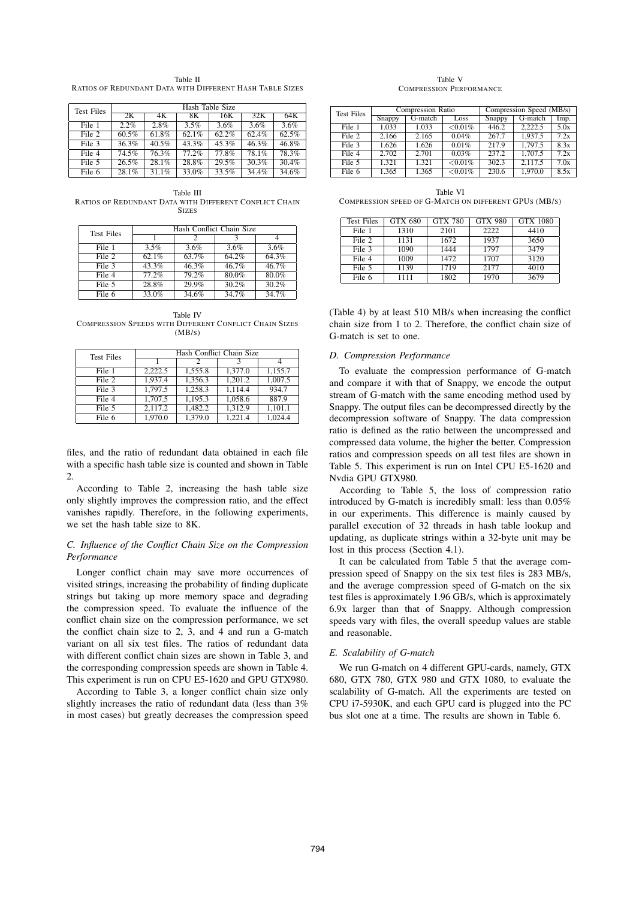Table II
RATIOS OF REDUNDANT DATA WITH DIFFERENT HASH TABLE SIZES

| Test Files | Hash Table Size | | | | | |
|---|---|---|---|---|---|---|
| | 2K | 4K | 8K | 16K | 32K | 64K |
| File 1 | 2.2% | 2.8% | 3.5% | 3.6% | 3.6% | 3.6% |
| File 2 | 60.5% | 61.8% | 62.1% | 62.2% | 62.4% | 62.5% |
| File 3 | 36.3% | 40.5% | 43.3% | 45.3% | 46.3% | 46.8% |
| File 4 | 74.5% | 76.3% | 77.2% | 77.8% | 78.1% | 78.3% |
| File 5 | 26.5% | 28.1% | 28.8% | 29.5% | 30.3% | 30.4% |
| File 6 | 28.1% | 31.1% | 33.0% | 33.5% | 34.4% | 34.6% |

Table III
RATIOS OF REDUNDANT DATA WITH DIFFERENT CONFLICT CHAIN SIZES

| Test Files | Hash Conflict Chain Size | | | |
|---|---|---|---|---|
| | 1 | 2 | 3 | 4 |
| File 1 | 3.5% | 3.6% | 3.6% | 3.6% |
| File 2 | 62.1% | 63.7% | 64.2% | 64.3% |
| File 3 | 43.3% | 46.3% | 46.7% | 46.7% |
| File 4 | 77.2% | 79.2% | 80.0% | 80.0% |
| File 5 | 28.8% | 29.9% | 30.2% | 30.2% |
| File 6 | 33.0% | 34.6% | 34.7% | 34.7% |

Table IV
COMPRESSION SPEEDS WITH DIFFERENT CONFLICT CHAIN SIZES (MB/S)

| Test Files | Hash Conflict Chain Size | | | |
|---|---|---|---|---|
| | 1 | 2 | 3 | 4 |
| File 1 | 2,222.5 | 1,555.8 | 1,377.0 | 1,155.7 |
| File 2 | 1,937.4 | 1,356.3 | 1,201.2 | 1,007.5 |
| File 3 | 1,797.5 | 1,258.3 | 1,114.4 | 934.7 |
| File 4 | 1,707.5 | 1,195.3 | 1,058.6 | 887.9 |
| File 5 | 2,117.2 | 1,482.2 | 1,312.9 | 1,101.1 |
| File 6 | 1,970.0 | 1,379.0 | 1,221.4 | 1,024.4 |

files, and the ratio of redundant data obtained in each file with a specific hash table size is counted and shown in Table 2.

According to Table 2, increasing the hash table size only slightly improves the compression ratio, and the effect vanishes rapidly. Therefore, in the following experiments, we set the hash table size to 8K.

### C. Influence of the Conflict Chain Size on the Compression Performance

Longer conflict chain may save more occurrences of visited strings, increasing the probability of finding duplicate strings but taking up more memory space and degrading the compression speed. To evaluate the influence of the conflict chain size on the compression performance, we set the conflict chain size to 2, 3, and 4 and run a G-match variant on all six test files. The ratios of redundant data with different conflict chain sizes are shown in Table 3, and the corresponding compression speeds are shown in Table 4. This experiment is run on CPU E5-1620 and GPU GTX980.

According to Table 3, a longer conflict chain size only slightly increases the ratio of redundant data (less than 3% in most cases) but greatly decreases the compression speed (Table 4) by at least 510 MB/s when increasing the conflict chain size from 1 to 2. Therefore, the conflict chain size of G-match is set to one.

Table V
COMPRESSION PERFORMANCE

| Test Files | Compression Ratio | | | Compression Speed (MB/s) | | |
|---|---|---|---|---|---|---|
| | Snappy | G-match | Loss | Snappy | G-match | Imp. |
| File 1 | 1.033 | 1.033 | <0.01% | 446.2 | 2,222.5 | 5.0x |
| File 2 | 2.166 | 2.165 | 0.04% | 267.7 | 1,937.5 | 7.2x |
| File 3 | 1.626 | 1.626 | 0.01% | 217.9 | 1,797.5 | 8.3x |
| File 4 | 2.702 | 2.701 | 0.03% | 237.2 | 1,707.5 | 7.2x |
| File 5 | 1.321 | 1.321 | <0.01% | 302.3 | 2,117.5 | 7.0x |
| File 6 | 1.365 | 1.365 | <0.01% | 230.6 | 1,970.0 | 8.5x |

Table VI
COMPRESSION SPEED OF G-MATCH ON DIFFERENT GPUS (MB/S)

| Test Files | GTX 680 | GTX 780 | GTX 980 | GTX 1080 |
|---|---|---|---|---|
| File 1 | 1310 | 2101 | 2222 | 4410 |
| File 2 | 1131 | 1672 | 1937 | 3650 |
| File 3 | 1090 | 1444 | 1797 | 3479 |
| File 4 | 1009 | 1472 | 1707 | 3120 |
| File 5 | 1139 | 1719 | 2177 | 4010 |
| File 6 | 1111 | 1802 | 1970 | 3679 |

### D. Compression Performance

To evaluate the compression performance of G-match and compare it with that of Snappy, we encode the output stream of G-match with the same encoding method used by Snappy. The output files can be decompressed directly by the decompression software of Snappy. The data compression ratio is defined as the ratio between the uncompressed and compressed data volume, the higher the better. Compression ratios and compression speeds on all test files are shown in Table 5. This experiment is run on Intel CPU E5-1620 and Nvdia GPU GTX980.

According to Table 5, the loss of compression ratio introduced by G-match is incredibly small: less than 0.05% in our experiments. This difference is mainly caused by parallel execution of 32 threads in hash table lookup and updating, as duplicate strings within a 32-byte unit may be lost in this process (Section 4.1).

It can be calculated from Table 5 that the average compression speed of Snappy on the six test files is 283 MB/s, and the average compression speed of G-match on the six test files is approximately 1.96 GB/s, which is approximately 6.9x larger than that of Snappy. Although compression speeds vary with files, the overall speedup values are stable and reasonable.

### E. Scalability of G-match

We run G-match on 4 different GPU-cards, namely, GTX 680, GTX 780, GTX 980 and GTX 1080, to evaluate the scalability of G-match. All the experiments are tested on CPU i7-5930K, and each GPU card is plugged into the PC bus slot one at a time. The results are shown in Table 6.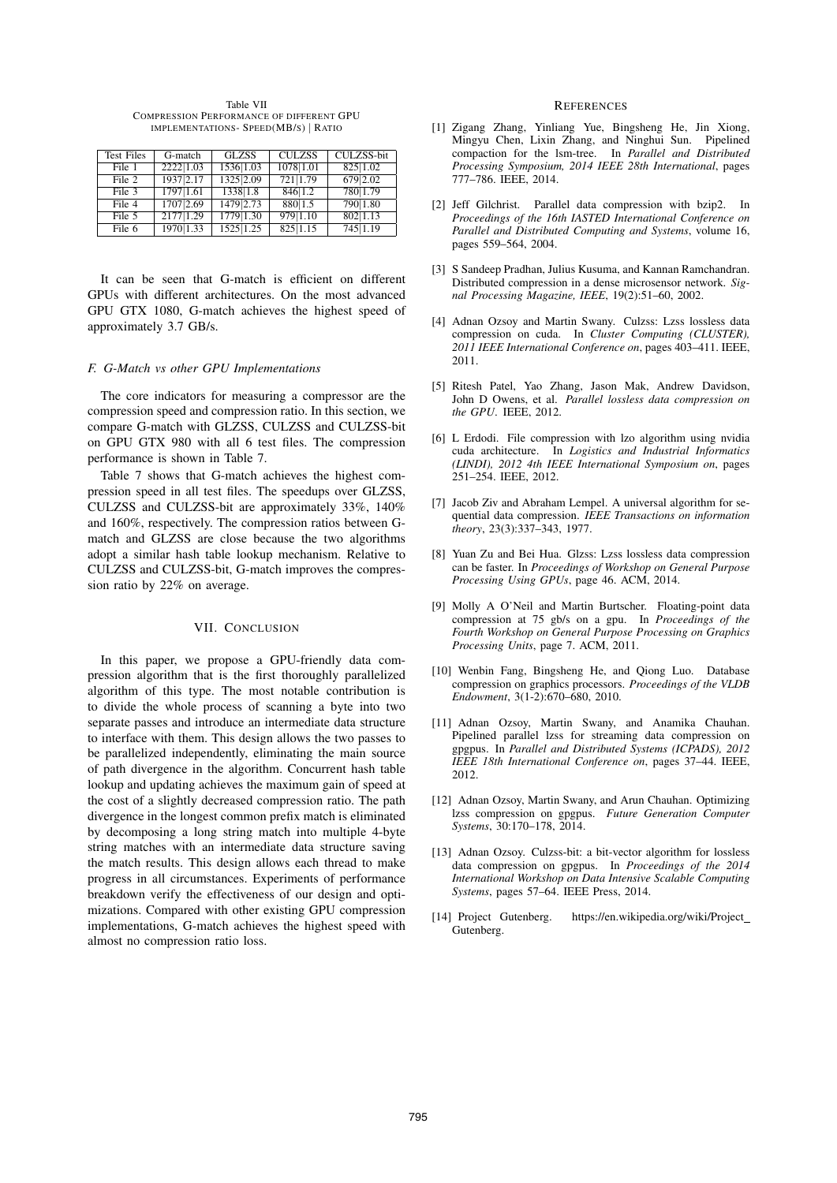Table VII
COMPRESSION PERFORMANCE OF DIFFERENT GPU IMPLEMENTATIONS- SPEED(MB/S) | RATIO

| Test Files | G-match | GLZSS | CULZSS | CULZSS-bit |
|---|---|---|---|---|
| File 1 | 2222\|1.03 | 1536\|1.03 | 1078\|1.01 | 825\|1.02 |
| File 2 | 1937\|2.17 | 1325\|2.09 | 721\|1.79 | 679\|2.02 |
| File 3 | 1797\|1.61 | 1338\|1.8 | 846\|1.2 | 780\|1.79 |
| File 4 | 1707\|2.69 | 1479\|2.73 | 880\|1.5 | 790\|1.80 |
| File 5 | 2177\|1.29 | 1779\|1.30 | 979\|1.10 | 802\|1.13 |
| File 6 | 1970\|1.33 | 1525\|1.25 | 825\|1.15 | 745\|1.19 |

It can be seen that G-match is efficient on different GPUs with different architectures. On the most advanced GPU GTX 1080, G-match achieves the highest speed of approximately 3.7 GB/s.

### F. G-Match vs other GPU Implementations

The core indicators for measuring a compressor are the compression speed and compression ratio. In this section, we compare G-match with GLZSS, CULZSS and CULZSS-bit on GPU GTX 980 with all 6 test files. The compression performance is shown in Table 7.

Table 7 shows that G-match achieves the highest compression speed in all test files. The speedups over GLZSS, CULZSS and CULZSS-bit are approximately 33%, 140% and 160%, respectively. The compression ratios between G-match and GLZSS are close because the two algorithms adopt a similar hash table lookup mechanism. Relative to CULZSS and CULZSS-bit, G-match improves the compression ratio by 22% on average.

## VII. CONCLUSION

In this paper, we propose a GPU-friendly data compression algorithm that is the first thoroughly parallelized algorithm of this type. The most notable contribution is to divide the whole process of scanning a byte into two separate passes and introduce an intermediate data structure to interface with them. This design allows the two passes to be parallelized independently, eliminating the main source of path divergence in the algorithm. Concurrent hash table lookup and updating achieves the maximum gain of speed at the cost of a slightly decreased compression ratio. The path divergence in the longest common prefix match is eliminated by decomposing a long string match into multiple 4-byte string matches with an intermediate data structure saving the match results. This design allows each thread to make progress in all circumstances. Experiments of performance breakdown verify the effectiveness of our design and optimizations. Compared with other existing GPU compression implementations, G-match achieves the highest speed with almost no compression ratio loss.

## REFERENCES

[1] Zigang Zhang, Yinliang Yue, Bingsheng He, Jin Xiong, Mingyu Chen, Lixin Zhang, and Ninghui Sun. Pipelined compaction for the lsm-tree. In *Parallel and Distributed Processing Symposium, 2014 IEEE 28th International*, pages 777–786. IEEE, 2014.

[2] Jeff Gilchrist. Parallel data compression with bzip2. In *Proceedings of the 16th IASTED International Conference on Parallel and Distributed Computing and Systems*, volume 16, pages 559–564, 2004.

[3] S Sandeep Pradhan, Julius Kusuma, and Kannan Ramchandran. Distributed compression in a dense microsensor network. *Signal Processing Magazine, IEEE*, 19(2):51–60, 2002.

[4] Adnan Ozsoy and Martin Swany. Culzss: Lzss lossless data compression on cuda. In *Cluster Computing (CLUSTER), 2011 IEEE International Conference on*, pages 403–411. IEEE, 2011.

[5] Ritesh Patel, Yao Zhang, Jason Mak, Andrew Davidson, John D Owens, et al. *Parallel lossless data compression on the GPU*. IEEE, 2012.

[6] L Erdodi. File compression with lzo algorithm using nvidia cuda architecture. In *Logistics and Industrial Informatics (LINDI), 2012 4th IEEE International Symposium on*, pages 251–254. IEEE, 2012.

[7] Jacob Ziv and Abraham Lempel. A universal algorithm for sequential data compression. *IEEE Transactions on information theory*, 23(3):337–343, 1977.

[8] Yuan Zu and Bei Hua. Glzss: Lzss lossless data compression can be faster. In *Proceedings of Workshop on General Purpose Processing Using GPUs*, page 46. ACM, 2014.

[9] Molly A O'Neil and Martin Burtscher. Floating-point data compression at 75 gb/s on a gpu. In *Proceedings of the Fourth Workshop on General Purpose Processing on Graphics Processing Units*, page 7. ACM, 2011.

[10] Wenbin Fang, Bingsheng He, and Qiong Luo. Database compression on graphics processors. *Proceedings of the VLDB Endowment*, 3(1-2):670–680, 2010.

[11] Adnan Ozsoy, Martin Swany, and Anamika Chauhan. Pipelined parallel lzss for streaming data compression on gpgpus. In *Parallel and Distributed Systems (ICPADS), 2012 IEEE 18th International Conference on*, pages 37–44. IEEE, 2012.

[12] Adnan Ozsoy, Martin Swany, and Arun Chauhan. Optimizing lzss compression on gpgpus. *Future Generation Computer Systems*, 30:170–178, 2014.

[13] Adnan Ozsoy. Culzss-bit: a bit-vector algorithm for lossless data compression on gpgpus. In *Proceedings of the 2014 International Workshop on Data Intensive Scalable Computing Systems*, pages 57–64. IEEE Press, 2014.

[14] Project Gutenberg. https://en.wikipedia.org/wiki/Project_Gutenberg.